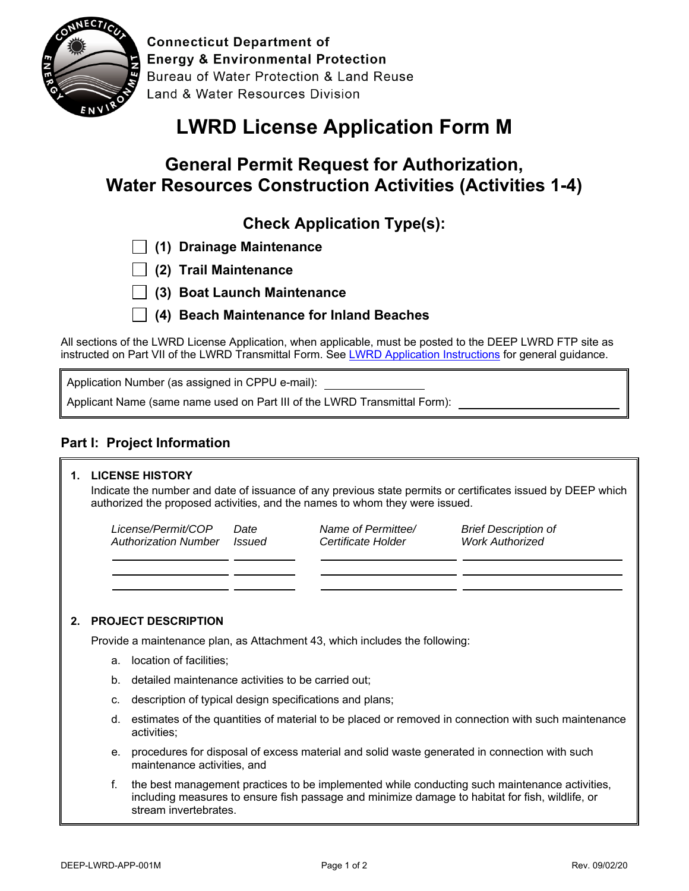**Connecticut Department of Energy & Environmental Protection**
Bureau of Water Protection & Land Reuse
Land & Water Resources Division

# LWRD License Application Form M

## General Permit Request for Authorization, Water Resources Construction Activities (Activities 1-4)

### Check Application Type(s):

- ☐ **(1) Drainage Maintenance**
- ☐ **(2) Trail Maintenance**
- ☐ **(3) Boat Launch Maintenance**
- ☐ **(4) Beach Maintenance for Inland Beaches**

All sections of the LWRD License Application, when applicable, must be posted to the DEEP LWRD FTP site as instructed on Part VII of the LWRD Transmittal Form. See LWRD Application Instructions for general guidance.

Application Number (as assigned in CPPU e-mail): ______________

Applicant Name (same name used on Part III of the LWRD Transmittal Form): ______________________

## Part I: Project Information

**1. LICENSE HISTORY**

Indicate the number and date of issuance of any previous state permits or certificates issued by DEEP which authorized the proposed activities, and the names to whom they were issued.

| *License/Permit/COP Authorization Number* | *Date Issued* | *Name of Permittee/ Certificate Holder* | *Brief Description of Work Authorized* |
|---|---|---|---|
| | | | |
| | | | |
| | | | |

**2. PROJECT DESCRIPTION**

Provide a maintenance plan, as Attachment 43, which includes the following:

a. location of facilities;

b. detailed maintenance activities to be carried out;

c. description of typical design specifications and plans;

d. estimates of the quantities of material to be placed or removed in connection with such maintenance activities;

e. procedures for disposal of excess material and solid waste generated in connection with such maintenance activities, and

f. the best management practices to be implemented while conducting such maintenance activities, including measures to ensure fish passage and minimize damage to habitat for fish, wildlife, or stream invertebrates.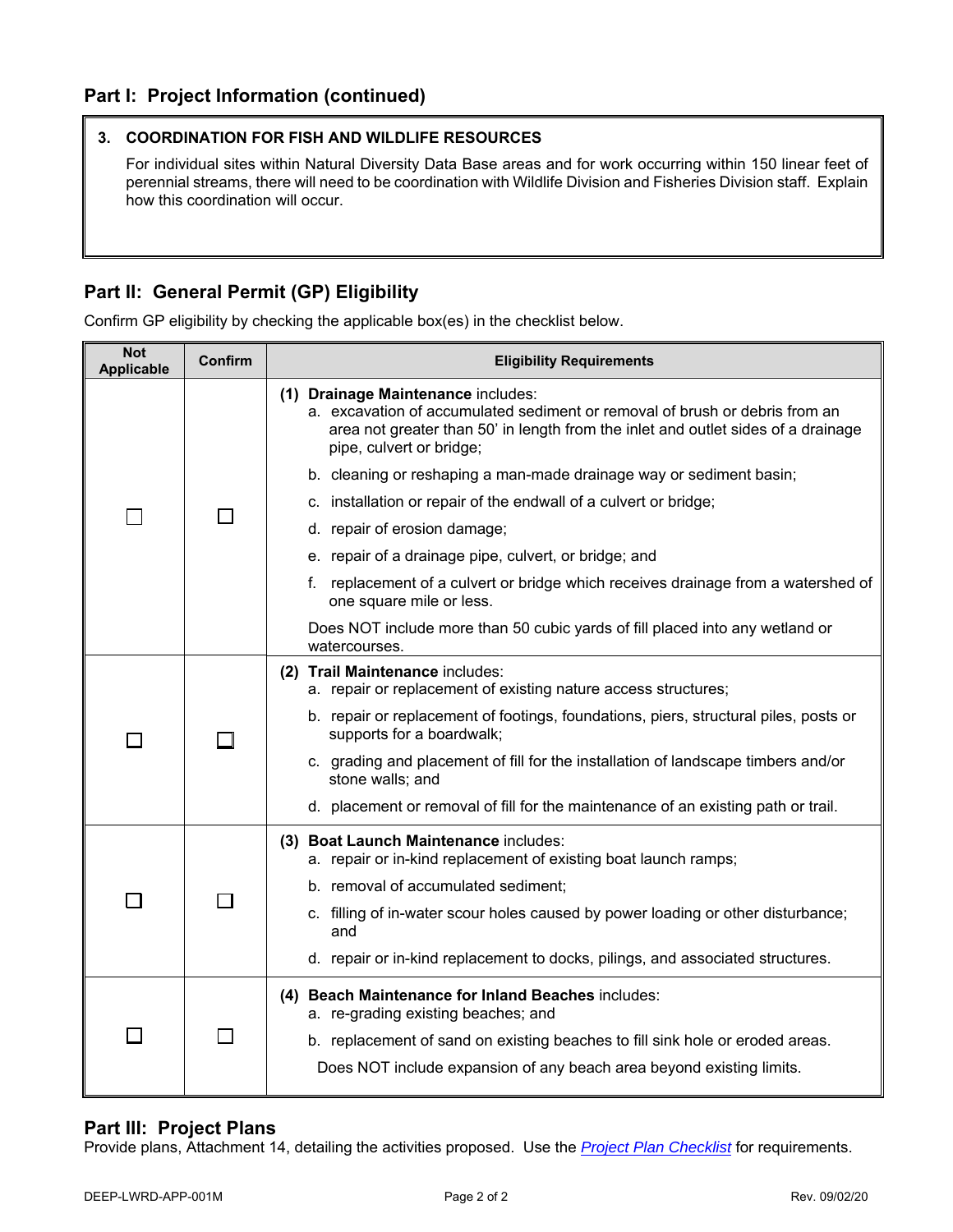## Part I: Project Information (continued)

**3. COORDINATION FOR FISH AND WILDLIFE RESOURCES**

For individual sites within Natural Diversity Data Base areas and for work occurring within 150 linear feet of perennial streams, there will need to be coordination with Wildlife Division and Fisheries Division staff. Explain how this coordination will occur.

## Part II: General Permit (GP) Eligibility

Confirm GP eligibility by checking the applicable box(es) in the checklist below.

| Not Applicable | Confirm | Eligibility Requirements |
|---|---|---|
| ☐ | ☐ | **(1) Drainage Maintenance** includes:<br>a. excavation of accumulated sediment or removal of brush or debris from an area not greater than 50' in length from the inlet and outlet sides of a drainage pipe, culvert or bridge;<br>b. cleaning or reshaping a man-made drainage way or sediment basin;<br>c. installation or repair of the endwall of a culvert or bridge;<br>d. repair of erosion damage;<br>e. repair of a drainage pipe, culvert, or bridge; and<br>f. replacement of a culvert or bridge which receives drainage from a watershed of one square mile or less.<br>Does NOT include more than 50 cubic yards of fill placed into any wetland or watercourses. |
| ☐ | ☐ | **(2) Trail Maintenance** includes:<br>a. repair or replacement of existing nature access structures;<br>b. repair or replacement of footings, foundations, piers, structural piles, posts or supports for a boardwalk;<br>c. grading and placement of fill for the installation of landscape timbers and/or stone walls; and<br>d. placement or removal of fill for the maintenance of an existing path or trail. |
| ☐ | ☐ | **(3) Boat Launch Maintenance** includes:<br>a. repair or in-kind replacement of existing boat launch ramps;<br>b. removal of accumulated sediment;<br>c. filling of in-water scour holes caused by power loading or other disturbance; and<br>d. repair or in-kind replacement to docks, pilings, and associated structures. |
| ☐ | ☐ | **(4) Beach Maintenance for Inland Beaches** includes:<br>a. re-grading existing beaches; and<br>b. replacement of sand on existing beaches to fill sink hole or eroded areas.<br>Does NOT include expansion of any beach area beyond existing limits. |

## Part III: Project Plans

Provide plans, Attachment 14, detailing the activities proposed. Use the *Project Plan Checklist* for requirements.

DEEP-LWRD-APP-001M Rev. 09/02/20